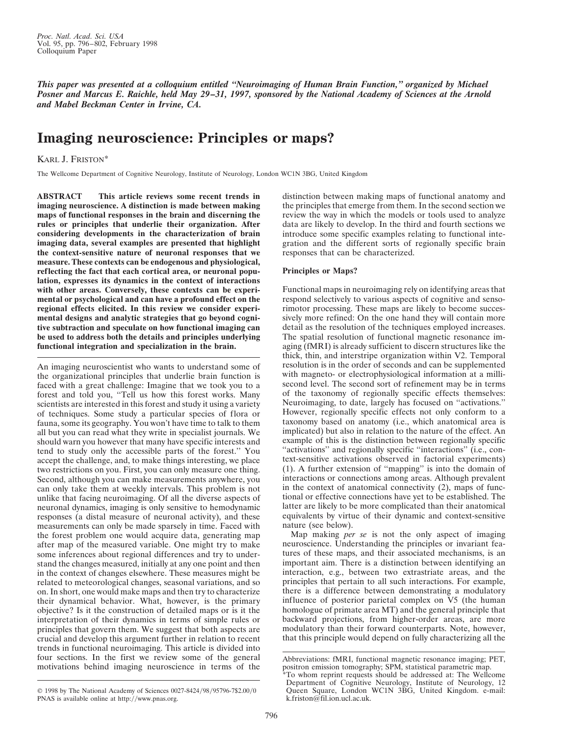*This paper was presented at a colloquium entitled "Neuroimaging of Human Brain Function," organized by Michael Posner and Marcus E. Raichle, held May 29–31, 1997, sponsored by the National Academy of Sciences at the Arnold and Mabel Beckman Center in Irvine, CA.*

# Imaging neuroscience: Principles or maps?

KARL J. FRISTON*

The Wellcome Department of Cognitive Neurology, Institute of Neurology, London WC1N 3BG, United Kingdom

**ABSTRACT This article reviews some recent trends in imaging neuroscience. A distinction is made between making maps of functional responses in the brain and discerning the rules or principles that underlie their organization. After considering developments in the characterization of brain imaging data, several examples are presented that highlight the context-sensitive nature of neuronal responses that we measure. These contexts can be endogenous and physiological, reflecting the fact that each cortical area, or neuronal population, expresses its dynamics in the context of interactions with other areas. Conversely, these contexts can be experimental or psychological and can have a profound effect on the regional effects elicited. In this review we consider experimental designs and analytic strategies that go beyond cognitive subtraction and speculate on how functional imaging can be used to address both the details and principles underlying functional integration and specialization in the brain.**

An imaging neuroscientist who wants to understand some of the organizational principles that underlie brain function is faced with a great challenge: Imagine that we took you to a forest and told you, "Tell us how this forest works. Many scientists are interested in this forest and study it using a variety of techniques. Some study a particular species of flora or fauna, some its geography. You won't have time to talk to them all but you can read what they write in specialist journals. We should warn you however that many have specific interests and tend to study only the accessible parts of the forest." You accept the challenge, and, to make things interesting, we place two restrictions on you. First, you can only measure one thing. Second, although you can make measurements anywhere, you can only take them at weekly intervals. This problem is not unlike that facing neuroimaging. Of all the diverse aspects of neuronal dynamics, imaging is only sensitive to hemodynamic responses (a distal measure of neuronal activity), and these measurements can only be made sparsely in time. Faced with the forest problem one would acquire data, generating map after map of the measured variable. One might try to make some inferences about regional differences and try to understand the changes measured, initially at any one point and then in the context of changes elsewhere. These measures might be related to meteorological changes, seasonal variations, and so on. In short, one would make maps and then try to characterize their dynamical behavior. What, however, is the primary objective? Is it the construction of detailed maps or is it the interpretation of their dynamics in terms of simple rules or principles that govern them. We suggest that both aspects are crucial and develop this argument further in relation to recent trends in functional neuroimaging. This article is divided into four sections. In the first we review some of the general motivations behind imaging neuroscience in terms of the distinction between making maps of functional anatomy and the principles that emerge from them. In the second section we review the way in which the models or tools used to analyze data are likely to develop. In the third and fourth sections we introduce some specific examples relating to functional integration and the different sorts of regionally specific brain responses that can be characterized.

## Principles or Maps?

Functional maps in neuroimaging rely on identifying areas that respond selectively to various aspects of cognitive and sensorimotor processing. These maps are likely to become successively more refined: On the one hand they will contain more detail as the resolution of the techniques employed increases. The spatial resolution of functional magnetic resonance imaging (fMRI) is already sufficient to discern structures like the thick, thin, and interstripe organization within V2. Temporal resolution is in the order of seconds and can be supplemented with magneto- or electrophysiological information at a millisecond level. The second sort of refinement may be in terms of the taxonomy of regionally specific effects themselves: Neuroimaging, to date, largely has focused on "activations." However, regionally specific effects not only conform to a taxonomy based on anatomy (i.e., which anatomical area is implicated) but also in relation to the nature of the effect. An example of this is the distinction between regionally specific "activations" and regionally specific "interactions" (i.e., context-sensitive activations observed in factorial experiments) (1). A further extension of "mapping" is into the domain of interactions or connections among areas. Although prevalent in the context of anatomical connectivity (2), maps of functional or effective connections have yet to be established. The latter are likely to be more complicated than their anatomical equivalents by virtue of their dynamic and context-sensitive nature (see below).

Map making *per se* is not the only aspect of imaging neuroscience. Understanding the principles or invariant features of these maps, and their associated mechanisms, is an important aim. There is a distinction between identifying an interaction, e.g., between two extrastriate areas, and the principles that pertain to all such interactions. For example, there is a difference between demonstrating a modulatory influence of posterior parietal complex on V5 (the human homologue of primate area MT) and the general principle that backward projections, from higher-order areas, are more modulatory than their forward counterparts. Note, however, that this principle would depend on fully characterizing all the

© 1998 by The National Academy of Sciences 0027-8424/98/95796-7$2.00/0
PNAS is available online at http://www.pnas.org.

Abbreviations: fMRI, functional magnetic resonance imaging; PET, positron emission tomography; SPM, statistical parametric map.

*To whom reprint requests should be addressed at: The Wellcome Department of Cognitive Neurology, Institute of Neurology, 12 Queen Square, London WC1N 3BG, United Kingdom. e-mail: k.friston@fil.ion.ucl.ac.uk.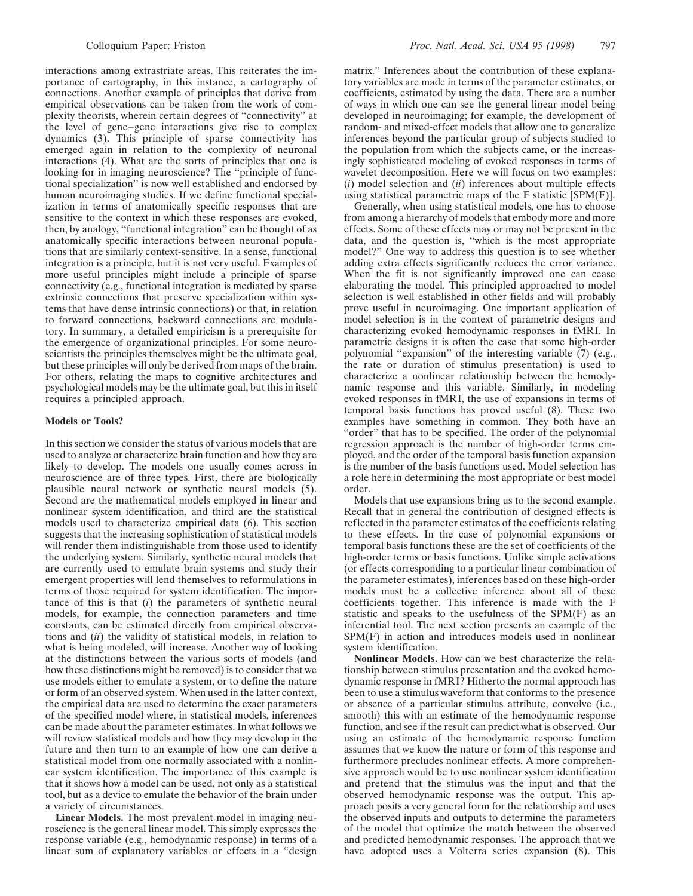interactions among extrastriate areas. This reiterates the importance of cartography, in this instance, a cartography of connections. Another example of principles that derive from empirical observations can be taken from the work of complexity theorists, wherein certain degrees of "connectivity" at the level of gene–gene interactions give rise to complex dynamics (3). This principle of sparse connectivity has emerged again in relation to the complexity of neuronal interactions (4). What are the sorts of principles that one is looking for in imaging neuroscience? The "principle of functional specialization" is now well established and endorsed by human neuroimaging studies. If we define functional specialization in terms of anatomically specific responses that are sensitive to the context in which these responses are evoked, then, by analogy, "functional integration" can be thought of as anatomically specific interactions between neuronal populations that are similarly context-sensitive. In a sense, functional integration is a principle, but it is not very useful. Examples of more useful principles might include a principle of sparse connectivity (e.g., functional integration is mediated by sparse extrinsic connections that preserve specialization within systems that have dense intrinsic connections) or that, in relation to forward connections, backward connections are modulatory. In summary, a detailed empiricism is a prerequisite for the emergence of organizational principles. For some neuroscientists the principles themselves might be the ultimate goal, but these principles will only be derived from maps of the brain. For others, relating the maps to cognitive architectures and psychological models may be the ultimate goal, but this in itself requires a principled approach.

## Models or Tools?

In this section we consider the status of various models that are used to analyze or characterize brain function and how they are likely to develop. The models one usually comes across in neuroscience are of three types. First, there are biologically plausible neural network or synthetic neural models (5). Second are the mathematical models employed in linear and nonlinear system identification, and third are the statistical models used to characterize empirical data (6). This section suggests that the increasing sophistication of statistical models will render them indistinguishable from those used to identify the underlying system. Similarly, synthetic neural models that are currently used to emulate brain systems and study their emergent properties will lend themselves to reformulations in terms of those required for system identification. The importance of this is that (*i*) the parameters of synthetic neural models, for example, the connection parameters and time constants, can be estimated directly from empirical observations and (*ii*) the validity of statistical models, in relation to what is being modeled, will increase. Another way of looking at the distinctions between the various sorts of models (and how these distinctions might be removed) is to consider that we use models either to emulate a system, or to define the nature or form of an observed system. When used in the latter context, the empirical data are used to determine the exact parameters of the specified model where, in statistical models, inferences can be made about the parameter estimates. In what follows we will review statistical models and how they may develop in the future and then turn to an example of how one can derive a statistical model from one normally associated with a nonlinear system identification. The importance of this example is that it shows how a model can be used, not only as a statistical tool, but as a device to emulate the behavior of the brain under a variety of circumstances.

**Linear Models.** The most prevalent model in imaging neuroscience is the general linear model. This simply expresses the response variable (e.g., hemodynamic response) in terms of a linear sum of explanatory variables or effects in a "design matrix." Inferences about the contribution of these explanatory variables are made in terms of the parameter estimates, or coefficients, estimated by using the data. There are a number of ways in which one can see the general linear model being developed in neuroimaging; for example, the development of random- and mixed-effect models that allow one to generalize inferences beyond the particular group of subjects studied to the population from which the subjects came, or the increasingly sophisticated modeling of evoked responses in terms of wavelet decomposition. Here we will focus on two examples: (*i*) model selection and (*ii*) inferences about multiple effects using statistical parametric maps of the F statistic [SPM(F)].

Generally, when using statistical models, one has to choose from among a hierarchy of models that embody more and more effects. Some of these effects may or may not be present in the data, and the question is, "which is the most appropriate model?" One way to address this question is to see whether adding extra effects significantly reduces the error variance. When the fit is not significantly improved one can cease elaborating the model. This principled approached to model selection is well established in other fields and will probably prove useful in neuroimaging. One important application of model selection is in the context of parametric designs and characterizing evoked hemodynamic responses in fMRI. In parametric designs it is often the case that some high-order polynomial "expansion" of the interesting variable (7) (e.g., the rate or duration of stimulus presentation) is used to characterize a nonlinear relationship between the hemodynamic response and this variable. Similarly, in modeling evoked responses in fMRI, the use of expansions in terms of temporal basis functions has proved useful (8). These two examples have something in common. They both have an "order" that has to be specified. The order of the polynomial regression approach is the number of high-order terms employed, and the order of the temporal basis function expansion is the number of the basis functions used. Model selection has a role here in determining the most appropriate or best model order.

Models that use expansions bring us to the second example. Recall that in general the contribution of designed effects is reflected in the parameter estimates of the coefficients relating to these effects. In the case of polynomial expansions or temporal basis functions these are the set of coefficients of the high-order terms or basis functions. Unlike simple activations (or effects corresponding to a particular linear combination of the parameter estimates), inferences based on these high-order models must be a collective inference about all of these coefficients together. This inference is made with the F statistic and speaks to the usefulness of the SPM(F) as an inferential tool. The next section presents an example of the SPM(F) in action and introduces models used in nonlinear system identification.

**Nonlinear Models.** How can we best characterize the relationship between stimulus presentation and the evoked hemodynamic response in fMRI? Hitherto the normal approach has been to use a stimulus waveform that conforms to the presence or absence of a particular stimulus attribute, convolve (i.e., smooth) this with an estimate of the hemodynamic response function, and see if the result can predict what is observed. Our using an estimate of the hemodynamic response function assumes that we know the nature or form of this response and furthermore precludes nonlinear effects. A more comprehensive approach would be to use nonlinear system identification and pretend that the stimulus was the input and that the observed hemodynamic response was the output. This approach posits a very general form for the relationship and uses the observed inputs and outputs to determine the parameters of the model that optimize the match between the observed and predicted hemodynamic responses. The approach that we have adopted uses a Volterra series expansion (8). This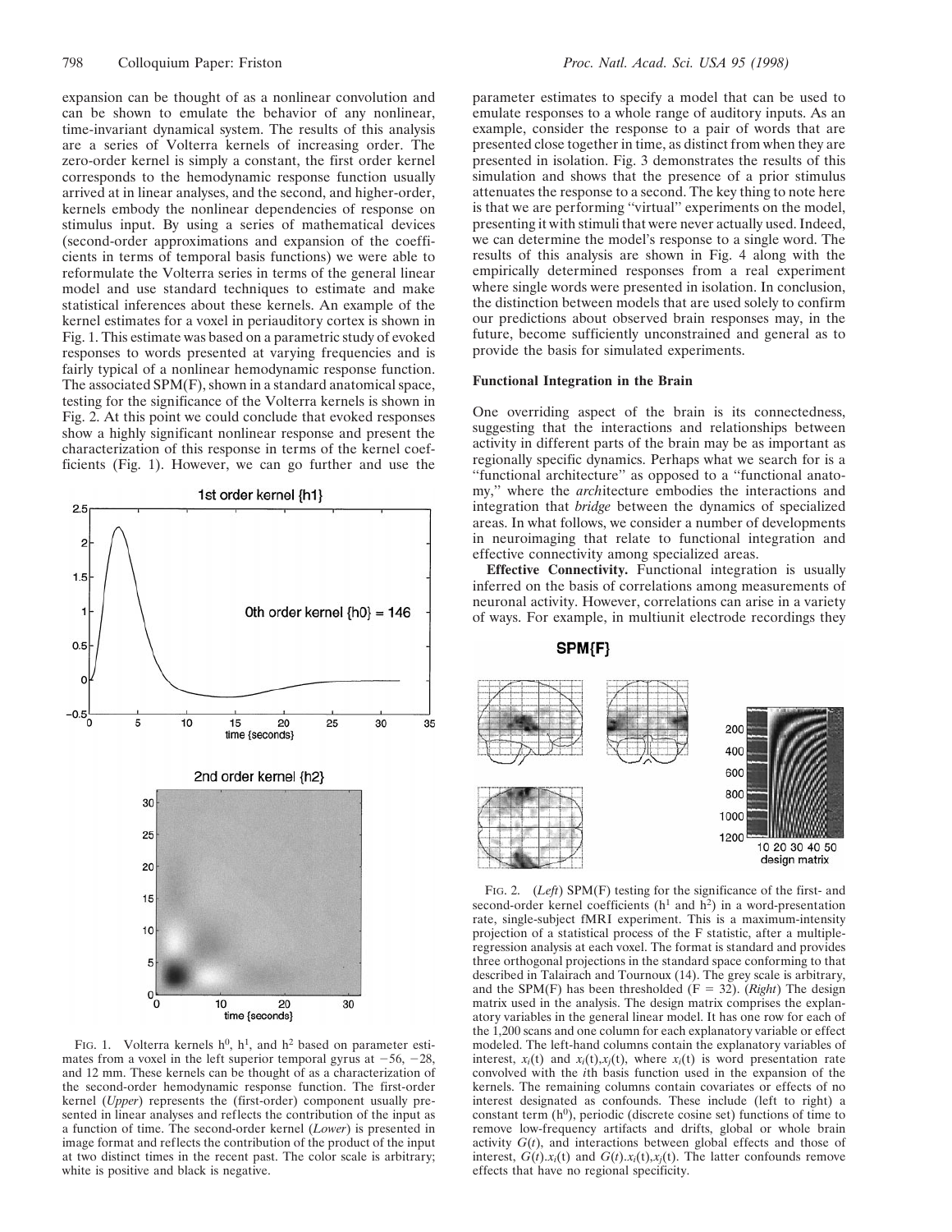expansion can be thought of as a nonlinear convolution and can be shown to emulate the behavior of any nonlinear, time-invariant dynamical system. The results of this analysis are a series of Volterra kernels of increasing order. The zero-order kernel is simply a constant, the first order kernel corresponds to the hemodynamic response function usually arrived at in linear analyses, and the second, and higher-order, kernels embody the nonlinear dependencies of response on stimulus input. By using a series of mathematical devices (second-order approximations and expansion of the coefficients in terms of temporal basis functions) we were able to reformulate the Volterra series in terms of the general linear model and use standard techniques to estimate and make statistical inferences about these kernels. An example of the kernel estimates for a voxel in periauditory cortex is shown in Fig. 1. This estimate was based on a parametric study of evoked responses to words presented at varying frequencies and is fairly typical of a nonlinear hemodynamic response function. The associated SPM(F), shown in a standard anatomical space, testing for the significance of the Volterra kernels is shown in Fig. 2. At this point we could conclude that evoked responses show a highly significant nonlinear response and present the characterization of this response in terms of the kernel coefficients (Fig. 1). However, we can go further and use the parameter estimates to specify a model that can be used to emulate responses to a whole range of auditory inputs. As an example, consider the response to a pair of words that are presented close together in time, as distinct from when they are presented in isolation. Fig. 3 demonstrates the results of this simulation and shows that the presence of a prior stimulus attenuates the response to a second. The key thing to note here is that we are performing "virtual" experiments on the model, presenting it with stimuli that were never actually used. Indeed, we can determine the model's response to a single word. The results of this analysis are shown in Fig. 4 along with the empirically determined responses from a real experiment where single words were presented in isolation. In conclusion, the distinction between models that are used solely to confirm our predictions about observed brain responses may, in the future, become sufficiently unconstrained and general as to provide the basis for simulated experiments.

1st order kernel {h1}

0th order kernel {h0} = 146

time {seconds}

2nd order kernel {h2}

time {seconds}

FIG. 1. Volterra kernels $h^0$, $h^1$, and $h^2$ based on parameter estimates from a voxel in the left superior temporal gyrus at −56, −28, and 12 mm. These kernels can be thought of as a characterization of the second-order hemodynamic response function. The first-order kernel (*Upper*) represents the (first-order) component usually presented in linear analyses and reflects the contribution of the input as a function of time. The second-order kernel (*Lower*) is presented in image format and reflects the contribution of the product of the input at two distinct times in the recent past. The color scale is arbitrary; white is positive and black is negative.

## Functional Integration in the Brain

One overriding aspect of the brain is its connectedness, suggesting that the interactions and relationships between activity in different parts of the brain may be as important as regionally specific dynamics. Perhaps what we search for is a "functional architecture" as opposed to a "functional anatomy," where the *arch*itecture embodies the interactions and integration that *bridge* between the dynamics of specialized areas. In what follows, we consider a number of developments in neuroimaging that relate to functional integration and effective connectivity among specialized areas.

**Effective Connectivity.** Functional integration is usually inferred on the basis of correlations among measurements of neuronal activity. However, correlations can arise in a variety of ways. For example, in multiunit electrode recordings they

SPM{F}

design matrix

FIG. 2. (*Left*) SPM(F) testing for the significance of the first- and second-order kernel coefficients ($h^1$ and $h^2$) in a word-presentation rate, single-subject fMRI experiment. This is a maximum-intensity projection of a statistical process of the F statistic, after a multiple-regression analysis at each voxel. The format is standard and provides three orthogonal projections in the standard space conforming to that described in Talairach and Tournoux (14). The grey scale is arbitrary, and the SPM(F) has been thresholded ($F = 32$). (*Right*) The design matrix used in the analysis. The design matrix comprises the explanatory variables in the general linear model. It has one row for each of the 1,200 scans and one column for each explanatory variable or effect modeled. The left-hand columns contain the explanatory variables of interest, $x_i(t)$ and $x_i(t).x_j(t)$, where $x_i(t)$ is word presentation rate convolved with the $i$th basis function used in the expansion of the kernels. The remaining columns contain covariates or effects of no interest designated as confounds. These include (left to right) a constant term ($h^0$), periodic (discrete cosine set) functions of time to remove low-frequency artifacts and drifts, global or whole brain activity $G(t)$, and interactions between global effects and those of interest, $G(t).x_i(t)$ and $G(t).x_i(t).x_j(t)$. The latter confounds remove effects that have no regional specificity.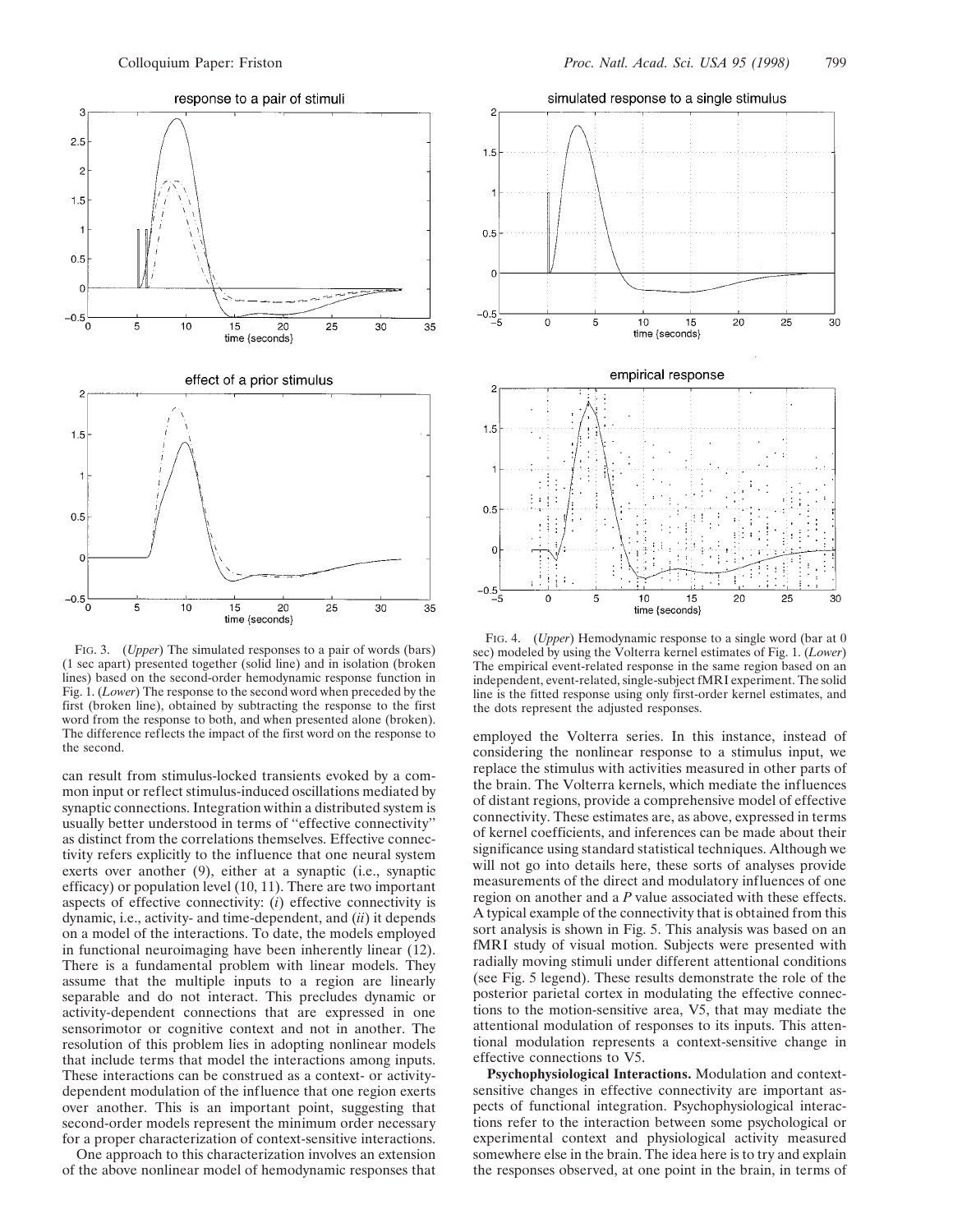response to a pair of stimuli

time {seconds}

effect of a prior stimulus

time {seconds}

FIG. 3. (*Upper*) The simulated responses to a pair of words (bars) (1 sec apart) presented together (solid line) and in isolation (broken lines) based on the second-order hemodynamic response function in Fig. 1. (*Lower*) The response to the second word when preceded by the first (broken line), obtained by subtracting the response to the first word from the response to both, and when presented alone (broken). The difference reflects the impact of the first word on the response to the second.

simulated response to a single stimulus

time {seconds}

empirical response

time {seconds}

FIG. 4. (*Upper*) Hemodynamic response to a single word (bar at 0 sec) modeled by using the Volterra kernel estimates of Fig. 1. (*Lower*) The empirical event-related response in the same region based on an independent, event-related, single-subject fMRI experiment. The solid line is the fitted response using only first-order kernel estimates, and the dots represent the adjusted responses.

can result from stimulus-locked transients evoked by a common input or reflect stimulus-induced oscillations mediated by synaptic connections. Integration within a distributed system is usually better understood in terms of "effective connectivity" as distinct from the correlations themselves. Effective connectivity refers explicitly to the influence that one neural system exerts over another (9), either at a synaptic (i.e., synaptic efficacy) or population level (10, 11). There are two important aspects of effective connectivity: (*i*) effective connectivity is dynamic, i.e., activity- and time-dependent, and (*ii*) it depends on a model of the interactions. To date, the models employed in functional neuroimaging have been inherently linear (12). There is a fundamental problem with linear models. They assume that the multiple inputs to a region are linearly separable and do not interact. This precludes dynamic or activity-dependent connections that are expressed in one sensorimotor or cognitive context and not in another. The resolution of this problem lies in adopting nonlinear models that include terms that model the interactions among inputs. These interactions can be construed as a context- or activity-dependent modulation of the influence that one region exerts over another. This is an important point, suggesting that second-order models represent the minimum order necessary for a proper characterization of context-sensitive interactions.

One approach to this characterization involves an extension of the above nonlinear model of hemodynamic responses that employed the Volterra series. In this instance, instead of considering the nonlinear response to a stimulus input, we replace the stimulus with activities measured in other parts of the brain. The Volterra kernels, which mediate the influences of distant regions, provide a comprehensive model of effective connectivity. These estimates are, as above, expressed in terms of kernel coefficients, and inferences can be made about their significance using standard statistical techniques. Although we will not go into details here, these sorts of analyses provide measurements of the direct and modulatory influences of one region on another and a *P* value associated with these effects. A typical example of the connectivity that is obtained from this sort analysis is shown in Fig. 5. This analysis was based on an fMRI study of visual motion. Subjects were presented with radially moving stimuli under different attentional conditions (see Fig. 5 legend). These results demonstrate the role of the posterior parietal cortex in modulating the effective connections to the motion-sensitive area, V5, that may mediate the attentional modulation of responses to its inputs. This attentional modulation represents a context-sensitive change in effective connections to V5.

**Psychophysiological Interactions.** Modulation and context-sensitive changes in effective connectivity are important aspects of functional integration. Psychophysiological interactions refer to the interaction between some psychological or experimental context and physiological activity measured somewhere else in the brain. The idea here is to try and explain the responses observed, at one point in the brain, in terms of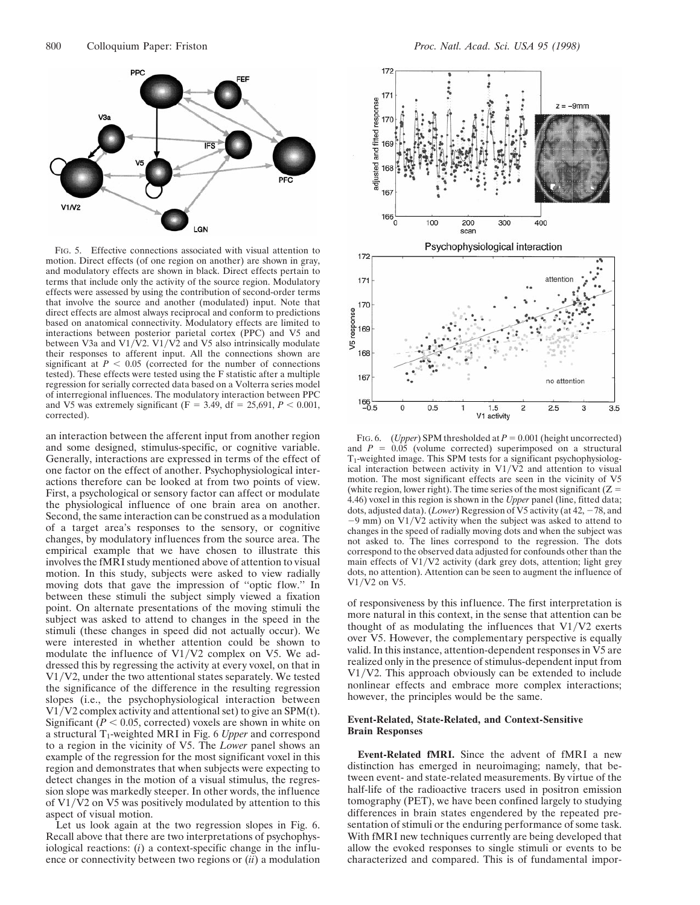FIG. 5. Effective connections associated with visual attention to motion. Direct effects (of one region on another) are shown in gray, and modulatory effects are shown in black. Direct effects pertain to terms that include only the activity of the source region. Modulatory effects were assessed by using the contribution of second-order terms that involve the source and another (modulated) input. Note that direct effects are almost always reciprocal and conform to predictions based on anatomical connectivity. Modulatory effects are limited to interactions between posterior parietal cortex (PPC) and V5 and between V3a and V1/V2. V1/V2 and V5 also intrinsically modulate their responses to afferent input. All the connections shown are significant at $P < 0.05$ (corrected for the number of connections tested). These effects were tested using the F statistic after a multiple regression for serially corrected data based on a Volterra series model of interregional influences. The modulatory interaction between PPC and V5 was extremely significant ($F = 3.49$, df = 25,691, $P < 0.001$, corrected).

an interaction between the afferent input from another region and some designed, stimulus-specific, or cognitive variable. Generally, interactions are expressed in terms of the effect of one factor on the effect of another. Psychophysiological interactions therefore can be looked at from two points of view. First, a psychological or sensory factor can affect or modulate the physiological influence of one brain area on another. Second, the same interaction can be construed as a modulation of a target area's responses to the sensory, or cognitive changes, by modulatory influences from the source area. The empirical example that we have chosen to illustrate this involves the fMRI study mentioned above of attention to visual motion. In this study, subjects were asked to view radially moving dots that gave the impression of "optic flow." In between these stimuli the subject simply viewed a fixation point. On alternate presentations of the moving stimuli the subject was asked to attend to changes in the speed in the stimuli (these changes in speed did not actually occur). We were interested in whether attention could be shown to modulate the influence of V1/V2 complex on V5. We addressed this by regressing the activity at every voxel, on that in V1/V2, under the two attentional states separately. We tested the significance of the difference in the resulting regression slopes (i.e., the psychophysiological interaction between V1/V2 complex activity and attentional set) to give an SPM(t). Significant ($P < 0.05$, corrected) voxels are shown in white on a structural $T_1$-weighted MRI in Fig. 6 *Upper* and correspond to a region in the vicinity of V5. The *Lower* panel shows an example of the regression for the most significant voxel in this region and demonstrates that when subjects were expecting to detect changes in the motion of a visual stimulus, the regression slope was markedly steeper. In other words, the influence of V1/V2 on V5 was positively modulated by attention to this aspect of visual motion.

Let us look again at the two regression slopes in Fig. 6. Recall above that there are two interpretations of psychophysiological reactions: (*i*) a context-specific change in the influence or connectivity between two regions or (*ii*) a modulation of responsiveness by this influence. The first interpretation is more natural in this context, in the sense that attention can be thought of as modulating the influences that V1/V2 exerts over V5. However, the complementary perspective is equally valid. In this instance, attention-dependent responses in V5 are realized only in the presence of stimulus-dependent input from V1/V2. This approach obviously can be extended to include nonlinear effects and embrace more complex interactions; however, the principles would be the same.

FIG. 6. (*Upper*) SPM thresholded at $P = 0.001$ (height uncorrected) and $P = 0.05$ (volume corrected) superimposed on a structural $T_1$-weighted image. This SPM tests for a significant psychophysiological interaction between activity in V1/V2 and attention to visual motion. The most significant effects are seen in the vicinity of V5 (white region, lower right). The time series of the most significant ($Z = 4.46$) voxel in this region is shown in the *Upper* panel (line, fitted data; dots, adjusted data). (*Lower*) Regression of V5 activity (at 42, −78, and −9 mm) on V1/V2 activity when the subject was asked to attend to changes in the speed of radially moving dots and when the subject was not asked to. The lines correspond to the regression. The dots correspond to the observed data adjusted for confounds other than the main effects of V1/V2 activity (dark grey dots, attention; light grey dots, no attention). Attention can be seen to augment the influence of V1/V2 on V5.

## Event-Related, State-Related, and Context-Sensitive Brain Responses

**Event-Related fMRI.** Since the advent of fMRI a new distinction has emerged in neuroimaging; namely, that between event- and state-related measurements. By virtue of the half-life of the radioactive tracers used in positron emission tomography (PET), we have been confined largely to studying differences in brain states engendered by the repeated presentation of stimuli or the enduring performance of some task. With fMRI new techniques currently are being developed that allow the evoked responses to single stimuli or events to be characterized and compared. This is of fundamental impor-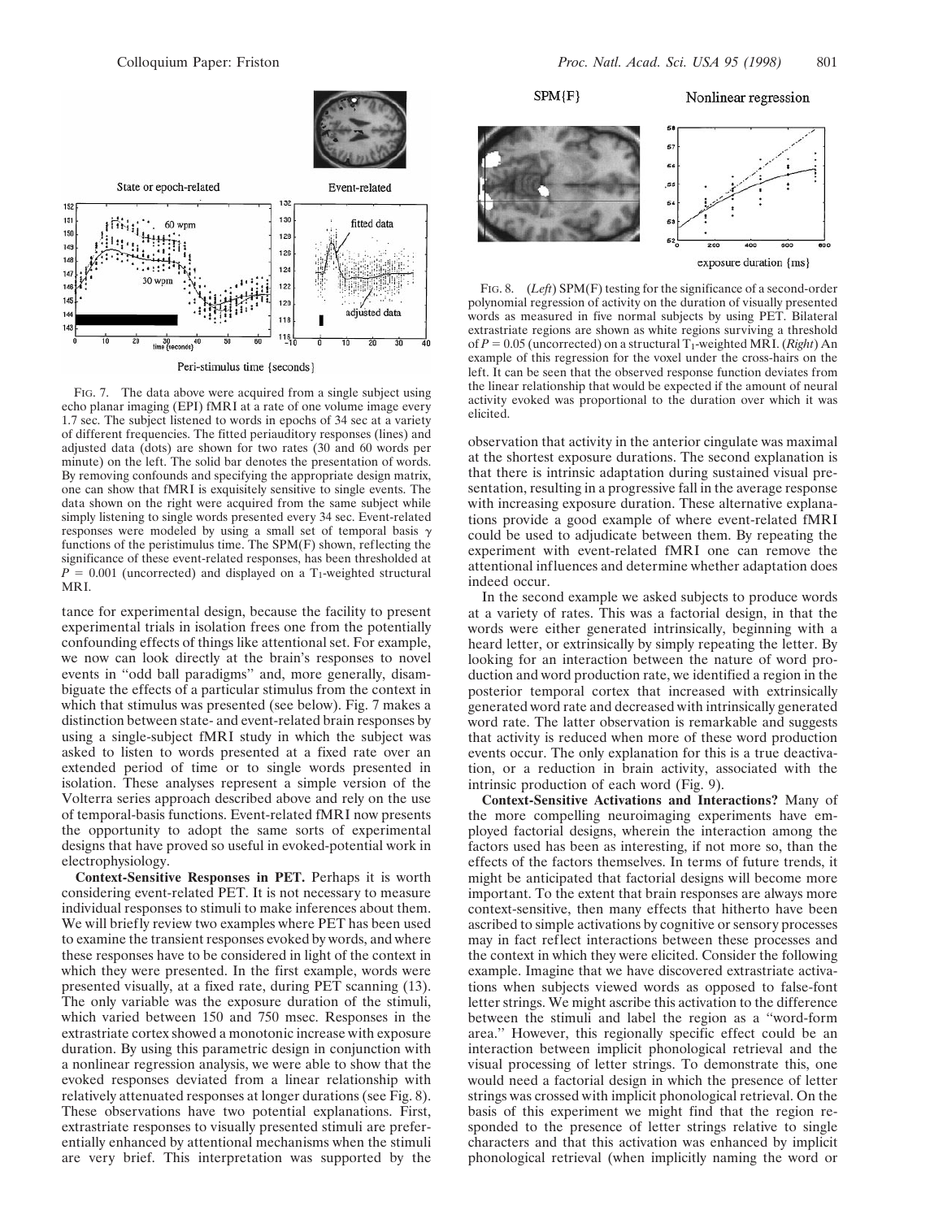FIG. 7. The data above were acquired from a single subject using echo planar imaging (EPI) fMRI at a rate of one volume image every 1.7 sec. The subject listened to words in epochs of 34 sec at a variety of different frequencies. The fitted periauditory responses (lines) and adjusted data (dots) are shown for two rates (30 and 60 words per minute) on the left. The solid bar denotes the presentation of words. By removing confounds and specifying the appropriate design matrix, one can show that fMRI is exquisitely sensitive to single events. The data shown on the right were acquired from the same subject while simply listening to single words presented every 34 sec. Event-related responses were modeled by using a small set of temporal basis $\gamma$ functions of the peristimulus time. The SPM(F) shown, reflecting the significance of these event-related responses, has been thresholded at $P = 0.001$ (uncorrected) and displayed on a $T_1$-weighted structural MRI.

tance for experimental design, because the facility to present experimental trials in isolation frees one from the potentially confounding effects of things like attentional set. For example, we now can look directly at the brain's responses to novel events in "odd ball paradigms" and, more generally, disambiguate the effects of a particular stimulus from the context in which that stimulus was presented (see below). Fig. 7 makes a distinction between state- and event-related brain responses by using a single-subject fMRI study in which the subject was asked to listen to words presented at a fixed rate over an extended period of time or to single words presented in isolation. These analyses represent a simple version of the Volterra series approach described above and rely on the use of temporal-basis functions. Event-related fMRI now presents the opportunity to adopt the same sorts of experimental designs that have proved so useful in evoked-potential work in electrophysiology.

**Context-Sensitive Responses in PET.** Perhaps it is worth considering event-related PET. It is not necessary to measure individual responses to stimuli to make inferences about them. We will briefly review two examples where PET has been used to examine the transient responses evoked by words, and where these responses have to be considered in light of the context in which they were presented. In the first example, words were presented visually, at a fixed rate, during PET scanning (13). The only variable was the exposure duration of the stimuli, which varied between 150 and 750 msec. Responses in the extrastriate cortex showed a monotonic increase with exposure duration. By using this parametric design in conjunction with a nonlinear regression analysis, we were able to show that the evoked responses deviated from a linear relationship with relatively attenuated responses at longer durations (see Fig. 8). These observations have two potential explanations. First, extrastriate responses to visually presented stimuli are preferentially enhanced by attentional mechanisms when the stimuli are very brief. This interpretation was supported by the observation that activity in the anterior cingulate was maximal at the shortest exposure durations. The second explanation is that there is intrinsic adaptation during sustained visual presentation, resulting in a progressive fall in the average response with increasing exposure duration. These alternative explanations provide a good example of where event-related fMRI could be used to adjudicate between them. By repeating the experiment with event-related fMRI one can remove the attentional influences and determine whether adaptation does indeed occur.

FIG. 8. (*Left*) SPM(F) testing for the significance of a second-order polynomial regression of activity on the duration of visually presented words as measured in five normal subjects by using PET. Bilateral extrastriate regions are shown as white regions surviving a threshold of $P = 0.05$ (uncorrected) on a structural $T_1$-weighted MRI. (*Right*) An example of this regression for the voxel under the cross-hairs on the left. It can be seen that the observed response function deviates from the linear relationship that would be expected if the amount of neural activity evoked was proportional to the duration over which it was elicited.

In the second example we asked subjects to produce words at a variety of rates. This was a factorial design, in that the words were either generated intrinsically, beginning with a heard letter, or extrinsically by simply repeating the letter. By looking for an interaction between the nature of word production and word production rate, we identified a region in the posterior temporal cortex that increased with extrinsically generated word rate and decreased with intrinsically generated word rate. The latter observation is remarkable and suggests that activity is reduced when more of these word production events occur. The only explanation for this is a true deactivation, or a reduction in brain activity, associated with the intrinsic production of each word (Fig. 9).

**Context-Sensitive Activations and Interactions?** Many of the more compelling neuroimaging experiments have employed factorial designs, wherein the interaction among the factors used has been as interesting, if not more so, than the effects of the factors themselves. In terms of future trends, it might be anticipated that factorial designs will become more important. To the extent that brain responses are always more context-sensitive, then many effects that hitherto have been ascribed to simple activations by cognitive or sensory processes may in fact reflect interactions between these processes and the context in which they were elicited. Consider the following example. Imagine that we have discovered extrastriate activations when subjects viewed words as opposed to false-font letter strings. We might ascribe this activation to the difference between the stimuli and label the region as a "word-form area." However, this regionally specific effect could be an interaction between implicit phonological retrieval and the visual processing of letter strings. To demonstrate this, one would need a factorial design in which the presence of letter strings was crossed with implicit phonological retrieval. On the basis of this experiment we might find that the region responded to the presence of letter strings relative to single characters and that this activation was enhanced by implicit phonological retrieval (when implicitly naming the word or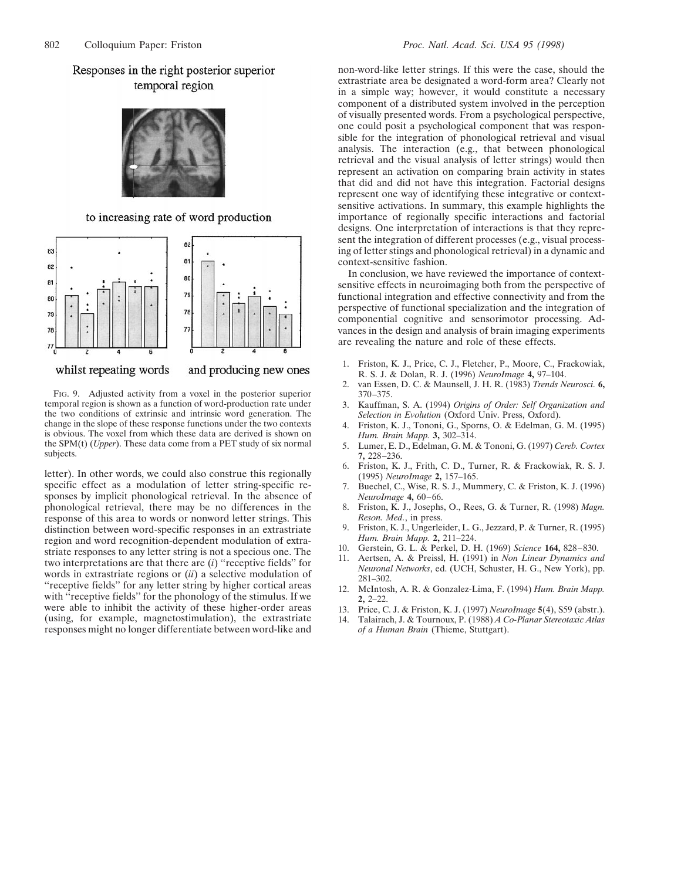Responses in the right posterior superior temporal region

to increasing rate of word production

whilst repeating words

and producing new ones

FIG. 9. Adjusted activity from a voxel in the posterior superior temporal region is shown as a function of word-production rate under the two conditions of extrinsic and intrinsic word generation. The change in the slope of these response functions under the two contexts is obvious. The voxel from which these data are derived is shown on the SPM(t) (*Upper*). These data come from a PET study of six normal subjects.

letter). In other words, we could also construe this regionally specific effect as a modulation of letter string-specific responses by implicit phonological retrieval. In the absence of phonological retrieval, there may be no differences in the response of this area to words or nonword letter strings. This distinction between word-specific responses in an extrastriate region and word recognition-dependent modulation of extrastriate responses to any letter string is not a specious one. The two interpretations are that there are (*i*) "receptive fields" for words in extrastriate regions or (*ii*) a selective modulation of "receptive fields" for any letter string by higher cortical areas with "receptive fields" for the phonology of the stimulus. If we were able to inhibit the activity of these higher-order areas (using, for example, magnetostimulation), the extrastriate responses might no longer differentiate between word-like and non-word-like letter strings. If this were the case, should the extrastriate area be designated a word-form area? Clearly not in a simple way; however, it would constitute a necessary component of a distributed system involved in the perception of visually presented words. From a psychological perspective, one could posit a psychological component that was responsible for the integration of phonological retrieval and visual analysis. The interaction (e.g., that between phonological retrieval and the visual analysis of letter strings) would then represent an activation on comparing brain activity in states that did and did not have this integration. Factorial designs represent one way of identifying these integrative or context-sensitive activations. In summary, this example highlights the importance of regionally specific interactions and factorial designs. One interpretation of interactions is that they represent the integration of different processes (e.g., visual processing of letter stings and phonological retrieval) in a dynamic and context-sensitive fashion.

In conclusion, we have reviewed the importance of context-sensitive effects in neuroimaging both from the perspective of functional integration and effective connectivity and from the perspective of functional specialization and the integration of componential cognitive and sensorimotor processing. Advances in the design and analysis of brain imaging experiments are revealing the nature and role of these effects.

1. Friston, K. J., Price, C. J., Fletcher, P., Moore, C., Frackowiak, R. S. J. & Dolan, R. J. (1996) *NeuroImage* **4,** 97–104.
2. van Essen, D. C. & Maunsell, J. H. R. (1983) *Trends Neurosci.* **6,** 370–375.
3. Kauffman, S. A. (1994) *Origins of Order: Self Organization and Selection in Evolution* (Oxford Univ. Press, Oxford).
4. Friston, K. J., Tononi, G., Sporns, O. & Edelman, G. M. (1995) *Hum. Brain Mapp.* **3,** 302–314.
5. Lumer, E. D., Edelman, G. M. & Tononi, G. (1997) *Cereb. Cortex* **7,** 228–236.
6. Friston, K. J., Frith, C. D., Turner, R. & Frackowiak, R. S. J. (1995) *NeuroImage* **2,** 157–165.
7. Buechel, C., Wise, R. S. J., Mummery, C. & Friston, K. J. (1996) *NeuroImage* **4,** 60–66.
8. Friston, K. J., Josephs, O., Rees, G. & Turner, R. (1998) *Magn. Reson. Med.*, in press.
9. Friston, K. J., Ungerleider, L. G., Jezzard, P. & Turner, R. (1995) *Hum. Brain Mapp.* **2,** 211–224.
10. Gerstein, G. L. & Perkel, D. H. (1969) *Science* **164,** 828–830.
11. Aertsen, A. & Preissl, H. (1991) in *Non Linear Dynamics and Neuronal Networks*, ed. (UCH, Schuster, H. G., New York), pp. 281–302.
12. McIntosh, A. R. & Gonzalez-Lima, F. (1994) *Hum. Brain Mapp.* **2,** 2–22.
13. Price, C. J. & Friston, K. J. (1997) *NeuroImage* **5**(4), S59 (abstr.).
14. Talairach, J. & Tournoux, P. (1988) *A Co-Planar Stereotaxic Atlas of a Human Brain* (Thieme, Stuttgart).